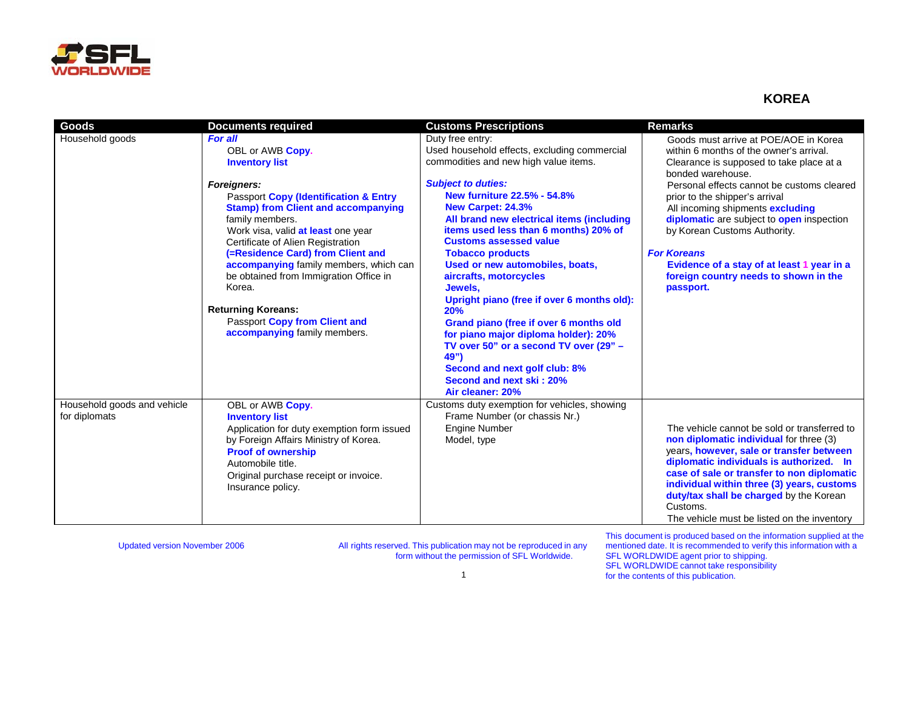## KOREA

| Goods | Documents required | Customs Prescriptions | Remarks |
|---|---|---|---|
| Household goods | ***For all***<br>OBL or AWB **Copy**.<br>**Inventory list**<br><br>***Foreigners:***<br>Passport **Copy (Identification & Entry Stamp) from Client and accompanying** family members.<br>Work visa, valid **at least** one year<br>Certificate of Alien Registration **(=Residence Card) from Client and accompanying** family members, which can be obtained from Immigration Office in Korea.<br><br>**Returning Koreans:**<br>Passport **Copy from Client and accompanying** family members. | Duty free entry:<br>Used household effects, excluding commercial commodities and new high value items.<br><br>***Subject to duties:***<br>**New furniture 22.5% - 54.8%**<br>**New Carpet: 24.3%**<br>**All brand new electrical items (including items used less than 6 months) 20% of Customs assessed value**<br>**Tobacco products**<br>**Used or new automobiles, boats, aircrafts, motorcycles**<br>**Jewels,**<br>**Upright piano (free if over 6 months old): 20%**<br>**Grand piano (free if over 6 months old for piano major diploma holder): 20%**<br>**TV over 50" or a second TV over (29" – 49")**<br>**Second and next golf club: 8%**<br>**Second and next ski : 20%**<br>**Air cleaner: 20%** | Goods must arrive at POE/AOE in Korea within 6 months of the owner's arrival. Clearance is supposed to take place at a bonded warehouse.<br>Personal effects cannot be customs cleared prior to the shipper's arrival<br>All incoming shipments **excluding diplomatic** are subject to **open** inspection by Korean Customs Authority.<br><br>***For Koreans***<br>**Evidence of a stay of at least 1 year in a foreign country needs to shown in the passport.** |
| Household goods and vehicle for diplomats | OBL or AWB **Copy**.<br>**Inventory list**<br>Application for duty exemption form issued by Foreign Affairs Ministry of Korea.<br>**Proof of ownership**<br>Automobile title.<br>Original purchase receipt or invoice.<br>Insurance policy. | Customs duty exemption for vehicles, showing<br>Frame Number (or chassis Nr.)<br>Engine Number<br>Model, type | The vehicle cannot be sold or transferred to **non diplomatic individual** for three (3) years**, however, sale or transfer between diplomatic individuals is authorized. In case of sale or transfer to non diplomatic individual within three (3) years, customs duty/tax shall be charged** by the Korean Customs.<br>The vehicle must be listed on the inventory |

Updated version November 2006

All rights reserved. This publication may not be reproduced in any form without the permission of SFL Worldwide.

This document is produced based on the information supplied at the mentioned date. It is recommended to verify this information with a SFL WORLDWIDE agent prior to shipping. SFL WORLDWIDE cannot take responsibility for the contents of this publication.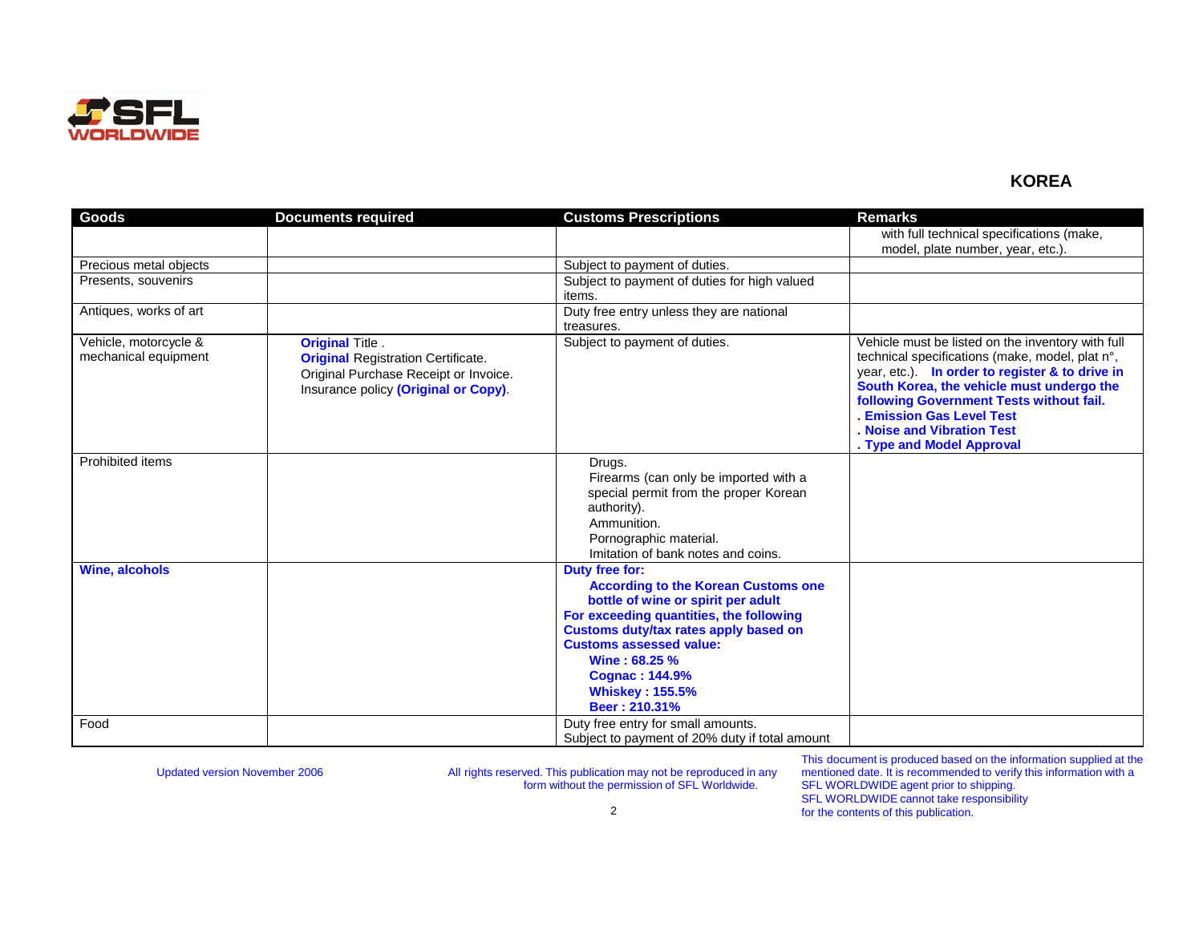## KOREA

| Goods | Documents required | Customs Prescriptions | Remarks |
|---|---|---|---|
| | | | with full technical specifications (make, model, plate number, year, etc.). |
| Precious metal objects | | Subject to payment of duties. | |
| Presents, souvenirs | | Subject to payment of duties for high valued items. | |
| Antiques, works of art | | Duty free entry unless they are national treasures. | |
| Vehicle, motorcycle & mechanical equipment | **Original** Title .<br>**Original** Registration Certificate.<br>Original Purchase Receipt or Invoice.<br>Insurance policy **(Original or Copy)**. | Subject to payment of duties. | Vehicle must be listed on the inventory with full technical specifications (make, model, plat n°, year, etc.). **In order to register & to drive in South Korea, the vehicle must undergo the following Government Tests without fail.**<br>**. Emission Gas Level Test**<br>**. Noise and Vibration Test**<br>**. Type and Model Approval** |
| Prohibited items | | Drugs.<br>Firearms (can only be imported with a special permit from the proper Korean authority).<br>Ammunition.<br>Pornographic material.<br>Imitation of bank notes and coins. | |
| **Wine, alcohols** | | **Duty free for:**<br>**According to the Korean Customs one bottle of wine or spirit per adult**<br>**For exceeding quantities, the following Customs duty/tax rates apply based on Customs assessed value:**<br>**Wine : 68.25 %**<br>**Cognac : 144.9%**<br>**Whiskey : 155.5%**<br>**Beer : 210.31%** | |
| Food | | Duty free entry for small amounts.<br>Subject to payment of 20% duty if total amount | |

Updated version November 2006

All rights reserved. This publication may not be reproduced in any form without the permission of SFL Worldwide.

This document is produced based on the information supplied at the mentioned date. It is recommended to verify this information with a SFL WORLDWIDE agent prior to shipping. SFL WORLDWIDE cannot take responsibility for the contents of this publication.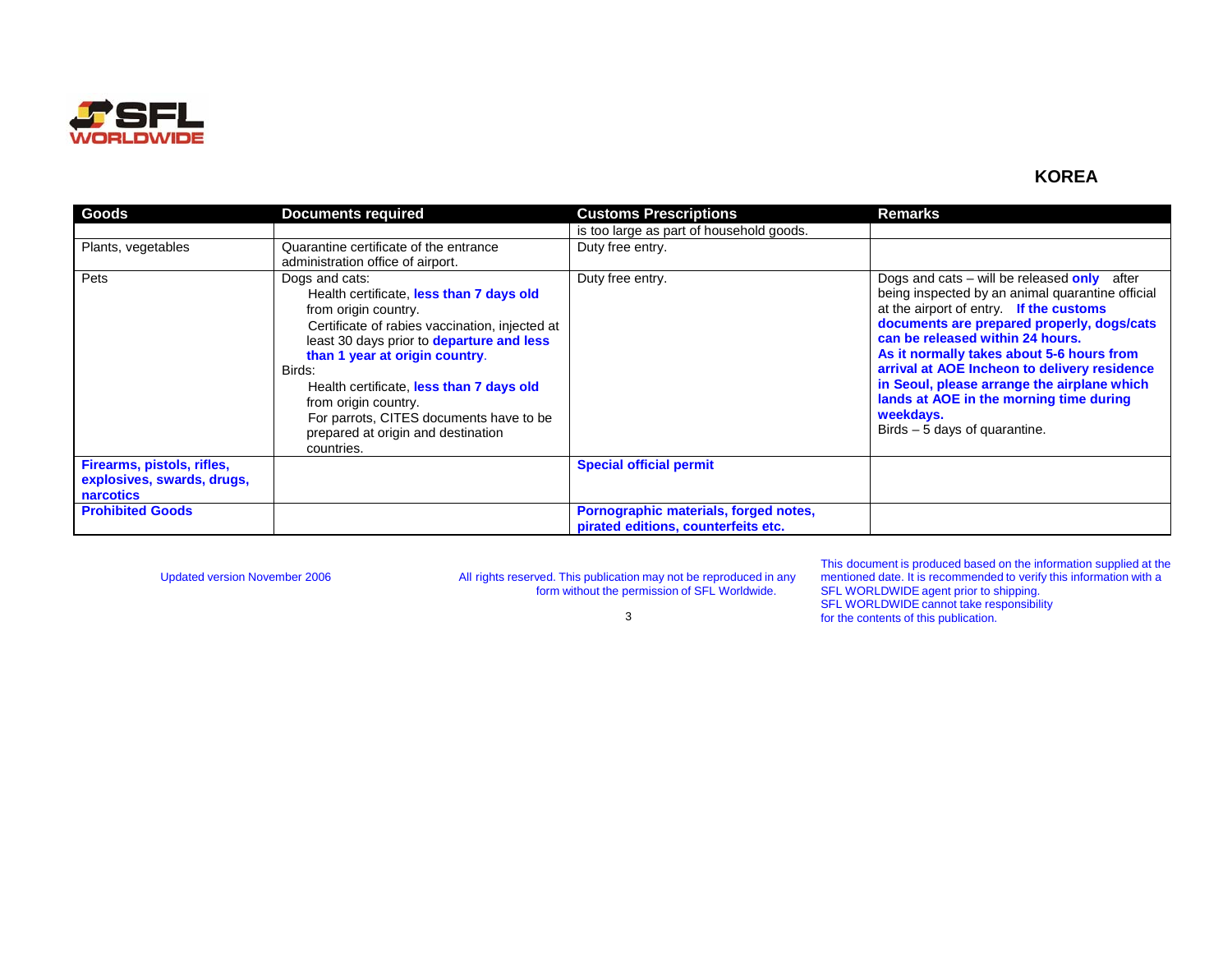## KOREA

| Goods | Documents required | Customs Prescriptions | Remarks |
|---|---|---|---|
| | | is too large as part of household goods. | |
| Plants, vegetables | Quarantine certificate of the entrance administration office of airport. | Duty free entry. | |
| Pets | Dogs and cats:<br>Health certificate, **less than 7 days old** from origin country.<br>Certificate of rabies vaccination, injected at least 30 days prior to **departure and less than 1 year at origin country**.<br>Birds:<br>Health certificate, **less than 7 days old** from origin country.<br>For parrots, CITES documents have to be prepared at origin and destination countries. | Duty free entry. | Dogs and cats – will be released **only** after being inspected by an animal quarantine official at the airport of entry. **If the customs documents are prepared properly, dogs/cats can be released within 24 hours. As it normally takes about 5-6 hours from arrival at AOE Incheon to delivery residence in Seoul, please arrange the airplane which lands at AOE in the morning time during weekdays.**<br>Birds – 5 days of quarantine. |
| **Firearms, pistols, rifles, explosives, swards, drugs, narcotics** | | **Special official permit** | |
| **Prohibited Goods** | | **Pornographic materials, forged notes, pirated editions, counterfeits etc.** | |

Updated version November 2006

All rights reserved. This publication may not be reproduced in any form without the permission of SFL Worldwide.

This document is produced based on the information supplied at the mentioned date. It is recommended to verify this information with a SFL WORLDWIDE agent prior to shipping. SFL WORLDWIDE cannot take responsibility for the contents of this publication.